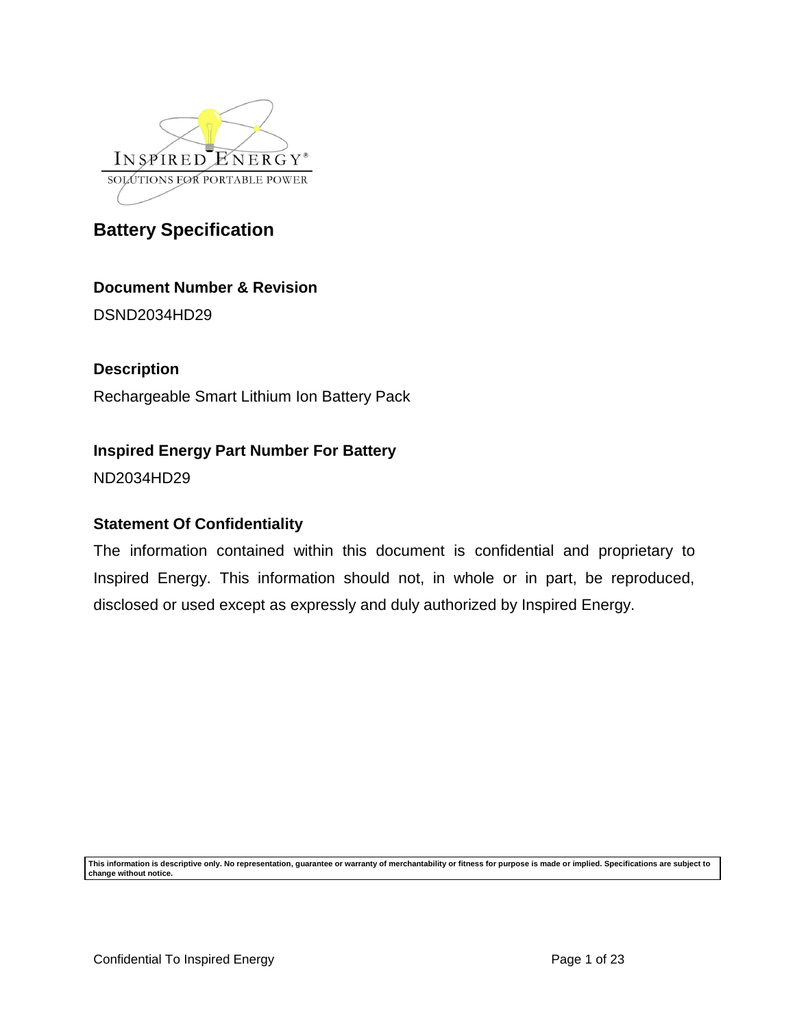# Battery Specification

### Document Number & Revision

DSND2034HD29

### Description

Rechargeable Smart Lithium Ion Battery Pack

### Inspired Energy Part Number For Battery

ND2034HD29

### Statement Of Confidentiality

The information contained within this document is confidential and proprietary to Inspired Energy. This information should not, in whole or in part, be reproduced, disclosed or used except as expressly and duly authorized by Inspired Energy.

**This information is descriptive only. No representation, guarantee or warranty of merchantability or fitness for purpose is made or implied. Specifications are subject to change without notice.**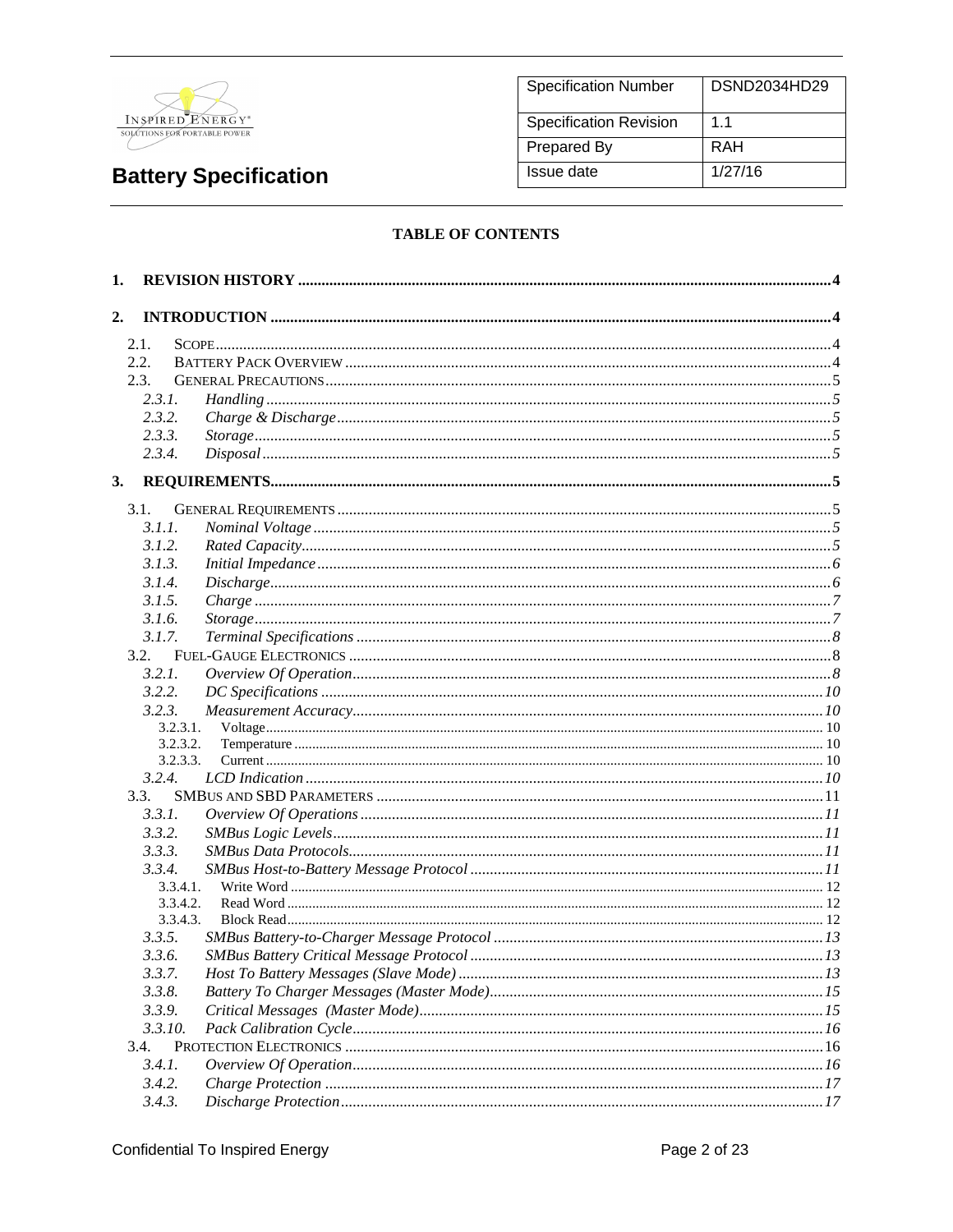| Specification Number | DSND2034HD29 |
| --- | --- |
| Specification Revision | 1.1 |
| Prepared By | RAH |
| Issue date | 1/27/16 |

# Battery Specification

## TABLE OF CONTENTS

1. REVISION HISTORY ..... 4
2. INTRODUCTION ..... 4
   - 2.1. SCOPE ..... 4
   - 2.2. BATTERY PACK OVERVIEW ..... 4
   - 2.3. GENERAL PRECAUTIONS ..... 5
     - 2.3.1. *Handling* ..... 5
     - 2.3.2. *Charge & Discharge* ..... 5
     - 2.3.3. *Storage* ..... 5
     - 2.3.4. *Disposal* ..... 5
3. REQUIREMENTS ..... 5
   - 3.1. GENERAL REQUIREMENTS ..... 5
     - 3.1.1. *Nominal Voltage* ..... 5
     - 3.1.2. *Rated Capacity* ..... 5
     - 3.1.3. *Initial Impedance* ..... 6
     - 3.1.4. *Discharge* ..... 6
     - 3.1.5. *Charge* ..... 7
     - 3.1.6. *Storage* ..... 7
     - 3.1.7. *Terminal Specifications* ..... 8
   - 3.2. FUEL-GAUGE ELECTRONICS ..... 8
     - 3.2.1. *Overview Of Operation* ..... 8
     - 3.2.2. *DC Specifications* ..... 10
     - 3.2.3. *Measurement Accuracy* ..... 10
       - 3.2.3.1. Voltage ..... 10
       - 3.2.3.2. Temperature ..... 10
       - 3.2.3.3. Current ..... 10
     - 3.2.4. *LCD Indication* ..... 10
   - 3.3. SMBUS AND SBD PARAMETERS ..... 11
     - 3.3.1. *Overview Of Operations* ..... 11
     - 3.3.2. *SMBus Logic Levels* ..... 11
     - 3.3.3. *SMBus Data Protocols* ..... 11
     - 3.3.4. *SMBus Host-to-Battery Message Protocol* ..... 11
       - 3.3.4.1. Write Word ..... 12
       - 3.3.4.2. Read Word ..... 12
       - 3.3.4.3. Block Read ..... 12
     - 3.3.5. *SMBus Battery-to-Charger Message Protocol* ..... 13
     - 3.3.6. *SMBus Battery Critical Message Protocol* ..... 13
     - 3.3.7. *Host To Battery Messages (Slave Mode)* ..... 13
     - 3.3.8. *Battery To Charger Messages (Master Mode)* ..... 15
     - 3.3.9. *Critical Messages (Master Mode)* ..... 15
     - 3.3.10. *Pack Calibration Cycle* ..... 16
   - 3.4. PROTECTION ELECTRONICS ..... 16
     - 3.4.1. *Overview Of Operation* ..... 16
     - 3.4.2. *Charge Protection* ..... 17
     - 3.4.3. *Discharge Protection* ..... 17

Confidential To Inspired Energy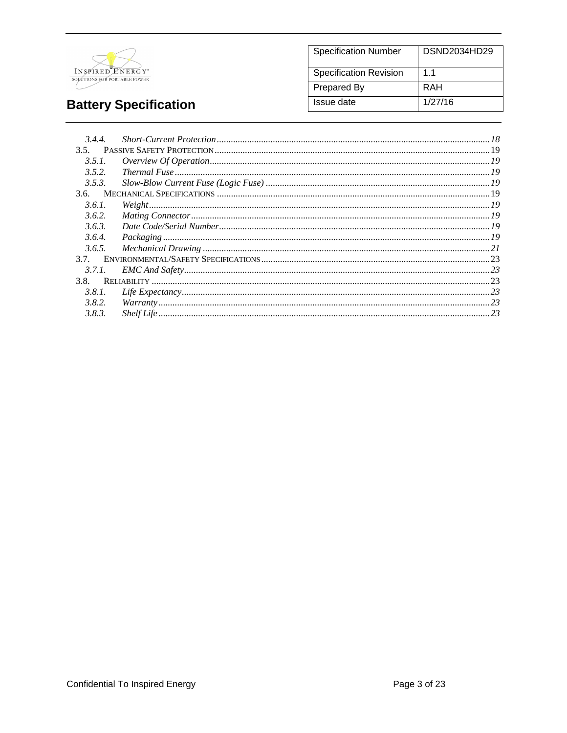3.4.4. *Short-Current Protection* ... 18

3.5. PASSIVE SAFETY PROTECTION ... 19

3.5.1. *Overview Of Operation* ... 19

3.5.2. *Thermal Fuse* ... 19

3.5.3. *Slow-Blow Current Fuse (Logic Fuse)* ... 19

3.6. MECHANICAL SPECIFICATIONS ... 19

3.6.1. *Weight* ... 19

3.6.2. *Mating Connector* ... 19

3.6.3. *Date Code/Serial Number* ... 19

3.6.4. *Packaging* ... 19

3.6.5. *Mechanical Drawing* ... 21

3.7. ENVIRONMENTAL/SAFETY SPECIFICATIONS ... 23

3.7.1. *EMC And Safety* ... 23

3.8. RELIABILITY ... 23

3.8.1. *Life Expectancy* ... 23

3.8.2. *Warranty* ... 23

3.8.3. *Shelf Life* ... 23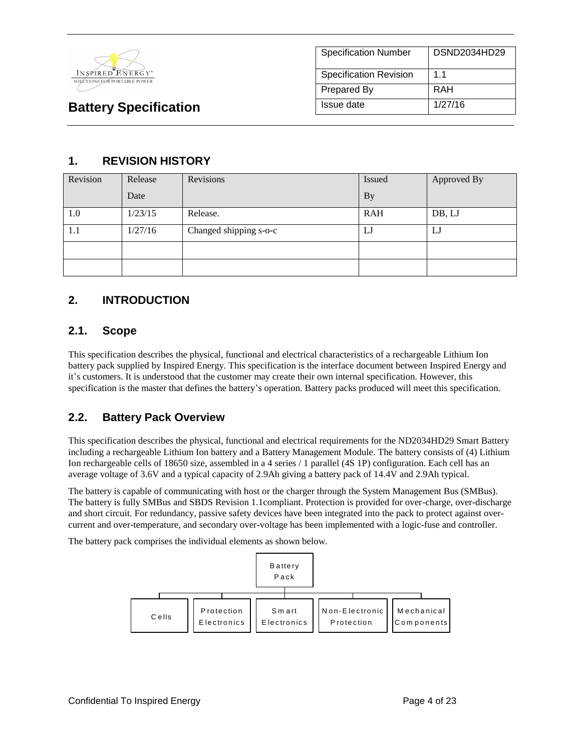Battery Specification

| Specification Number | DSND2034HD29 |
|---|---|
| Specification Revision | 1.1 |
| Prepared By | RAH |
| Issue date | 1/27/16 |

# 1. REVISION HISTORY

| Revision | Release Date | Revisions | Issued By | Approved By |
|---|---|---|---|---|
| 1.0 | 1/23/15 | Release. | RAH | DB, LJ |
| 1.1 | 1/27/16 | Changed shipping s-o-c | LJ | LJ |
| | | | | |
| | | | | |

# 2. INTRODUCTION

## 2.1. Scope

This specification describes the physical, functional and electrical characteristics of a rechargeable Lithium Ion battery pack supplied by Inspired Energy. This specification is the interface document between Inspired Energy and it's customers. It is understood that the customer may create their own internal specification. However, this specification is the master that defines the battery's operation. Battery packs produced will meet this specification.

## 2.2. Battery Pack Overview

This specification describes the physical, functional and electrical requirements for the ND2034HD29 Smart Battery including a rechargeable Lithium Ion battery and a Battery Management Module. The battery consists of (4) Lithium Ion rechargeable cells of 18650 size, assembled in a 4 series / 1 parallel (4S 1P) configuration. Each cell has an average voltage of 3.6V and a typical capacity of 2.9Ah giving a battery pack of 14.4V and 2.9Ah typical.

The battery is capable of communicating with host or the charger through the System Management Bus (SMBus). The battery is fully SMBus and SBDS Revision 1.1compliant. Protection is provided for over-charge, over-discharge and short circuit. For redundancy, passive safety devices have been integrated into the pack to protect against over-current and over-temperature, and secondary over-voltage has been implemented with a logic-fuse and controller.

The battery pack comprises the individual elements as shown below.

- Battery Pack
  - Cells
  - Protection Electronics
  - Smart Electronics
  - Non-Electronic Protection
  - Mechanical Components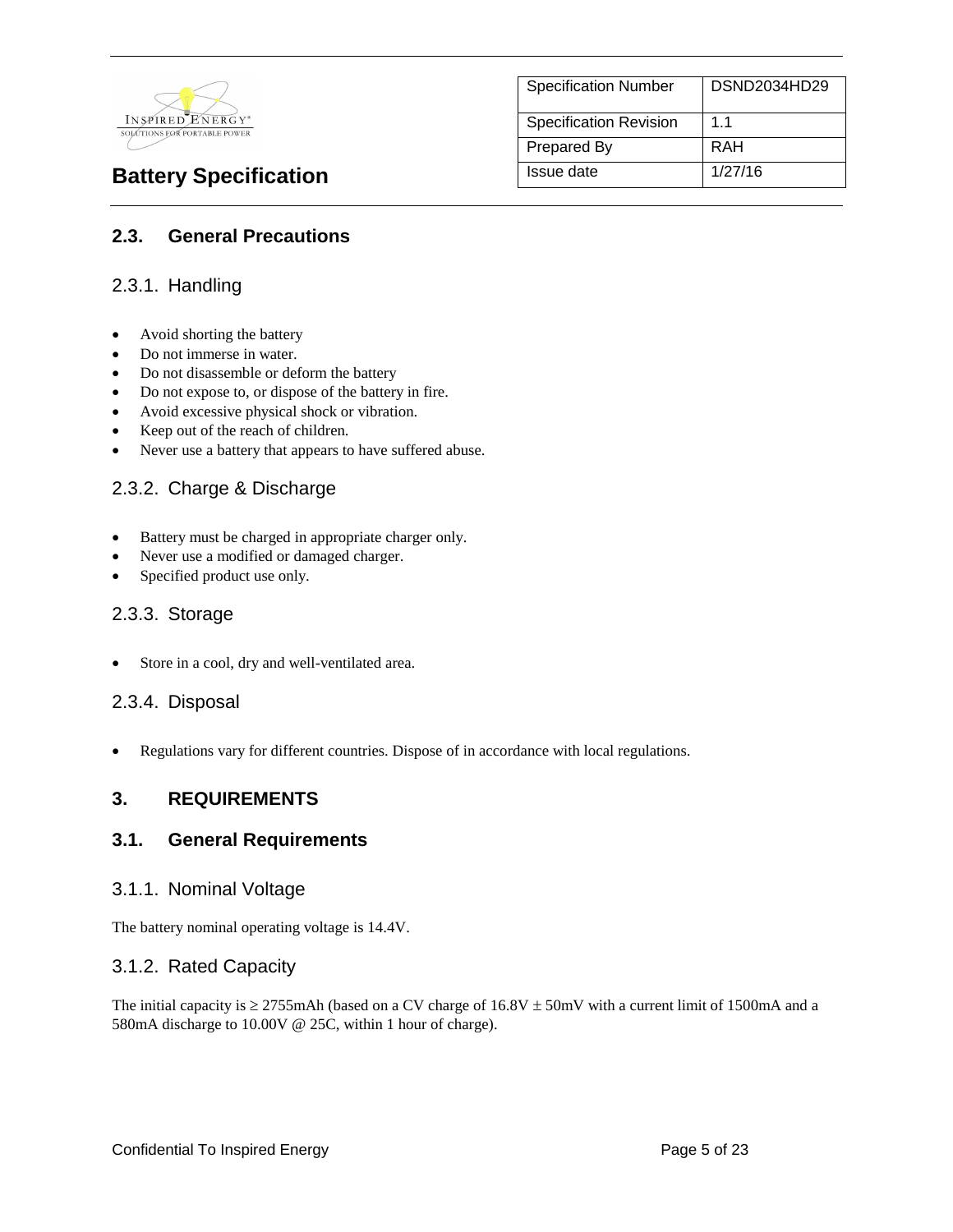## 2.3. General Precautions

### 2.3.1. Handling

- Avoid shorting the battery
- Do not immerse in water.
- Do not disassemble or deform the battery
- Do not expose to, or dispose of the battery in fire.
- Avoid excessive physical shock or vibration.
- Keep out of the reach of children.
- Never use a battery that appears to have suffered abuse.

### 2.3.2. Charge & Discharge

- Battery must be charged in appropriate charger only.
- Never use a modified or damaged charger.
- Specified product use only.

### 2.3.3. Storage

- Store in a cool, dry and well-ventilated area.

### 2.3.4. Disposal

- Regulations vary for different countries. Dispose of in accordance with local regulations.

# 3. REQUIREMENTS

## 3.1. General Requirements

### 3.1.1. Nominal Voltage

The battery nominal operating voltage is 14.4V.

### 3.1.2. Rated Capacity

The initial capacity is ≥ 2755mAh (based on a CV charge of 16.8V ± 50mV with a current limit of 1500mA and a 580mA discharge to 10.00V @ 25C, within 1 hour of charge).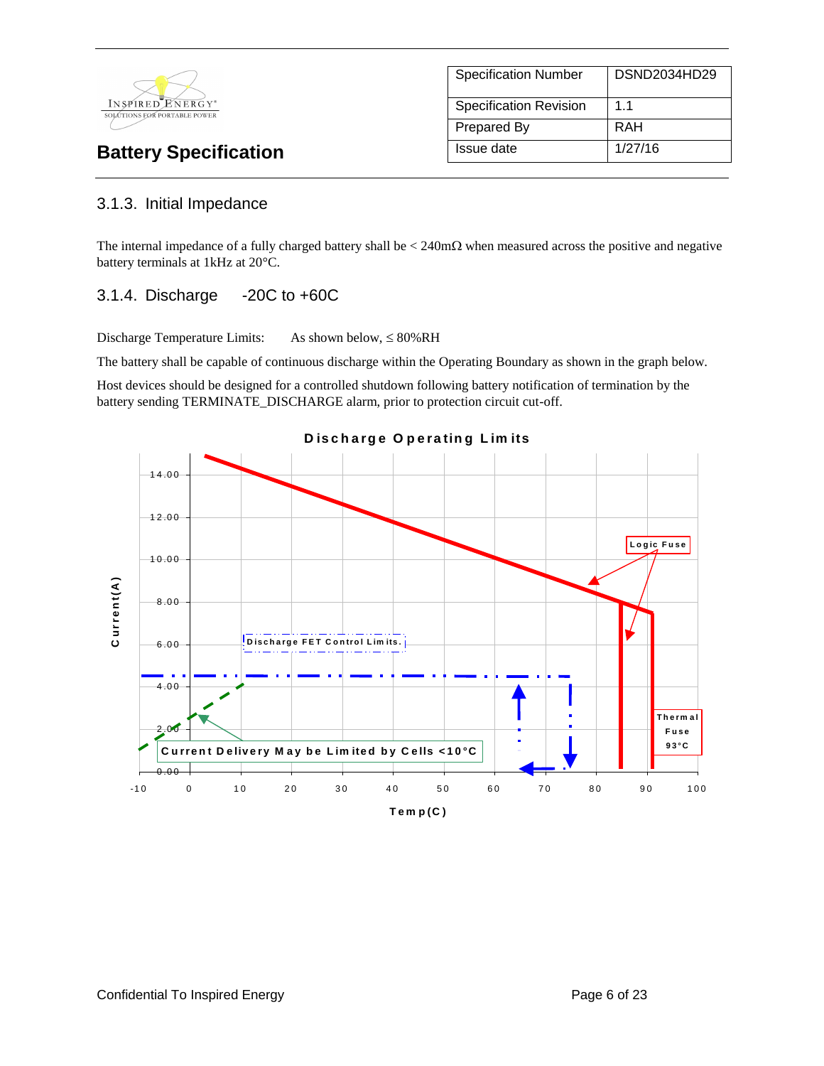### 3.1.3. Initial Impedance

The internal impedance of a fully charged battery shall be < 240mΩ when measured across the positive and negative battery terminals at 1kHz at 20°C.

### 3.1.4. Discharge -20C to +60C

Discharge Temperature Limits: As shown below, ≤ 80%RH

The battery shall be capable of continuous discharge within the Operating Boundary as shown in the graph below.

Host devices should be designed for a controlled shutdown following battery notification of termination by the battery sending TERMINATE_DISCHARGE alarm, prior to protection circuit cut-off.

**Discharge Operating Limits**

Current(A) vs. Temp(C)

- Logic Fuse
- Thermal Fuse 93°C
- Discharge FET Control Limits.
- Current Delivery May be Limited by Cells <10°C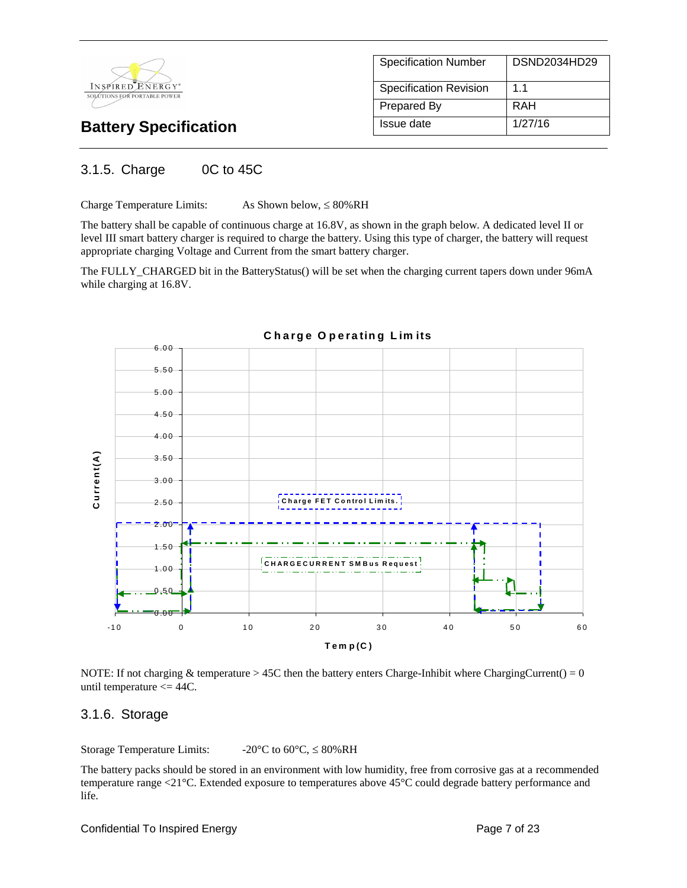## 3.1.5. Charge 0C to 45C

Charge Temperature Limits: As Shown below, ≤ 80%RH

The battery shall be capable of continuous charge at 16.8V, as shown in the graph below. A dedicated level II or level III smart battery charger is required to charge the battery. Using this type of charger, the battery will request appropriate charging Voltage and Current from the smart battery charger.

The FULLY_CHARGED bit in the BatteryStatus() will be set when the charging current tapers down under 96mA while charging at 16.8V.

**Charge Operating Limits**

Current(A) vs. Temp(C)

- Charge FET Control Limits.
- CHARGECURRENT SMBus Request

NOTE: If not charging & temperature > 45C then the battery enters Charge-Inhibit where ChargingCurrent() = 0 until temperature <= 44C.

## 3.1.6. Storage

Storage Temperature Limits: -20°C to 60°C, ≤ 80%RH

The battery packs should be stored in an environment with low humidity, free from corrosive gas at a recommended temperature range <21°C. Extended exposure to temperatures above 45°C could degrade battery performance and life.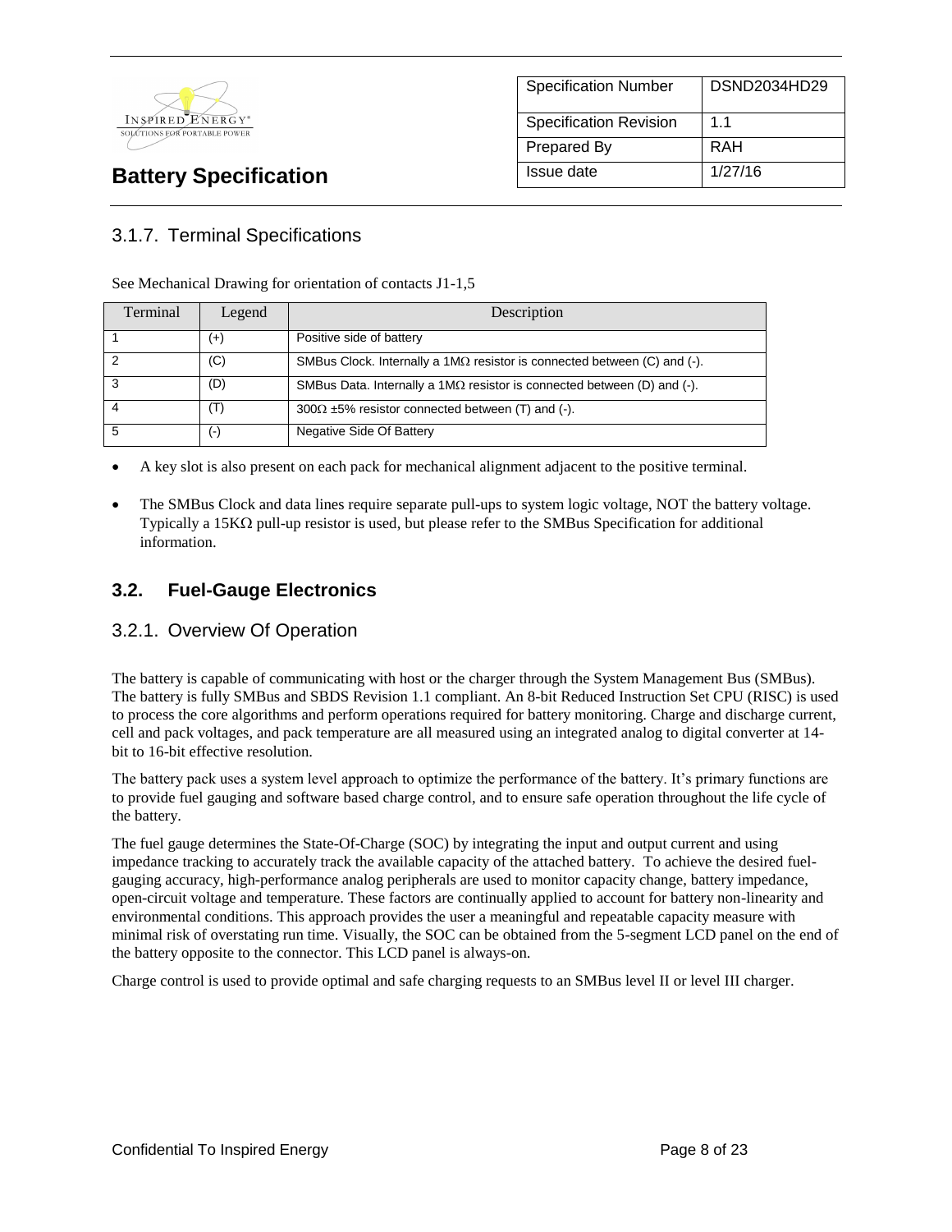### 3.1.7. Terminal Specifications

See Mechanical Drawing for orientation of contacts J1-1,5

| Terminal | Legend | Description |
|---|---|---|
| 1 | (+) | Positive side of battery |
| 2 | (C) | SMBus Clock. Internally a 1MΩ resistor is connected between (C) and (-). |
| 3 | (D) | SMBus Data. Internally a 1MΩ resistor is connected between (D) and (-). |
| 4 | (T) | 300Ω ±5% resistor connected between (T) and (-). |
| 5 | (-) | Negative Side Of Battery |

- A key slot is also present on each pack for mechanical alignment adjacent to the positive terminal.
- The SMBus Clock and data lines require separate pull-ups to system logic voltage, NOT the battery voltage. Typically a 15KΩ pull-up resistor is used, but please refer to the SMBus Specification for additional information.

## 3.2. Fuel-Gauge Electronics

### 3.2.1. Overview Of Operation

The battery is capable of communicating with host or the charger through the System Management Bus (SMBus). The battery is fully SMBus and SBDS Revision 1.1 compliant. An 8-bit Reduced Instruction Set CPU (RISC) is used to process the core algorithms and perform operations required for battery monitoring. Charge and discharge current, cell and pack voltages, and pack temperature are all measured using an integrated analog to digital converter at 14-bit to 16-bit effective resolution.

The battery pack uses a system level approach to optimize the performance of the battery. It's primary functions are to provide fuel gauging and software based charge control, and to ensure safe operation throughout the life cycle of the battery.

The fuel gauge determines the State-Of-Charge (SOC) by integrating the input and output current and using impedance tracking to accurately track the available capacity of the attached battery. To achieve the desired fuel-gauging accuracy, high-performance analog peripherals are used to monitor capacity change, battery impedance, open-circuit voltage and temperature. These factors are continually applied to account for battery non-linearity and environmental conditions. This approach provides the user a meaningful and repeatable capacity measure with minimal risk of overstating run time. Visually, the SOC can be obtained from the 5-segment LCD panel on the end of the battery opposite to the connector. This LCD panel is always-on.

Charge control is used to provide optimal and safe charging requests to an SMBus level II or level III charger.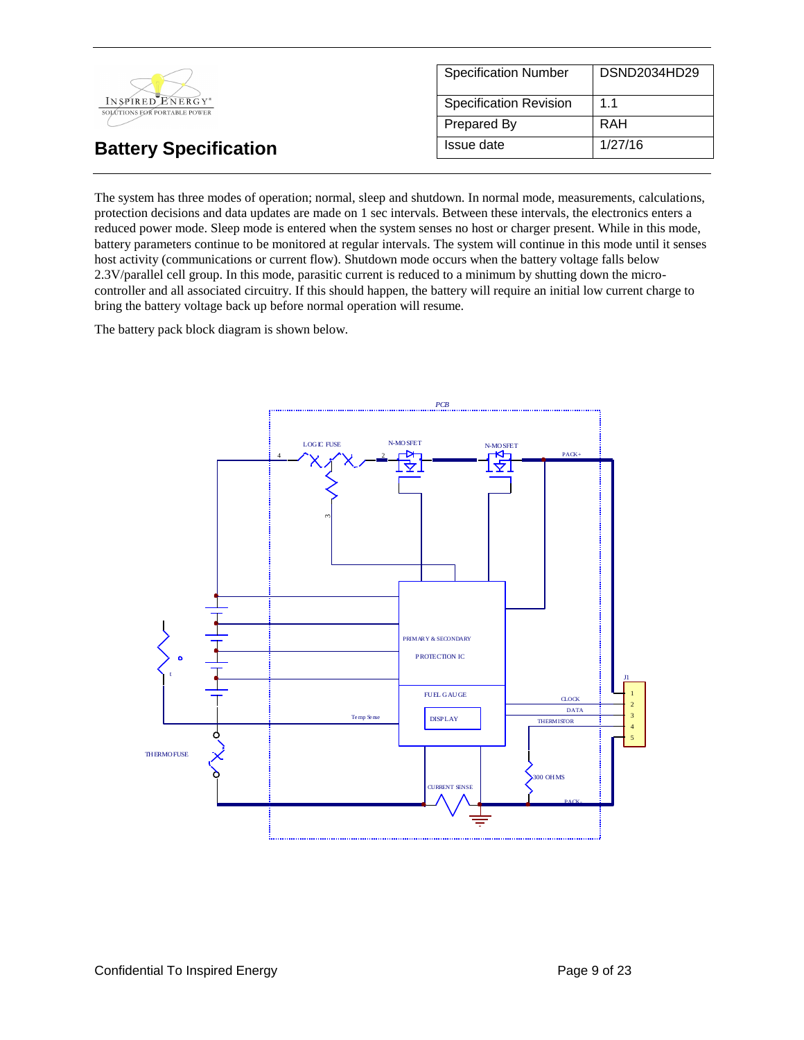| Specification Number | DSND2034HD29 |
| --- | --- |
| Specification Revision | 1.1 |
| Prepared By | RAH |
| Issue date | 1/27/16 |

## Battery Specification

The system has three modes of operation; normal, sleep and shutdown. In normal mode, measurements, calculations, protection decisions and data updates are made on 1 sec intervals. Between these intervals, the electronics enters a reduced power mode. Sleep mode is entered when the system senses no host or charger present. While in this mode, battery parameters continue to be monitored at regular intervals. The system will continue in this mode until it senses host activity (communications or current flow). Shutdown mode occurs when the battery voltage falls below 2.3V/parallel cell group. In this mode, parasitic current is reduced to a minimum by shutting down the micro-controller and all associated circuitry. If this should happen, the battery will require an initial low current charge to bring the battery voltage back up before normal operation will resume.

The battery pack block diagram is shown below.

PCB

LOGIC FUSE | N-MOSFET | N-MOSFET | PACK+

PRIMARY & SECONDARY PROTECTION IC

FUEL GAUGE

DISPLAY

Temp Sense | CLOCK | DATA | THERMISTOR | J1

THERMOFUSE | CURRENT SENSE | 300 OHMS | PACK-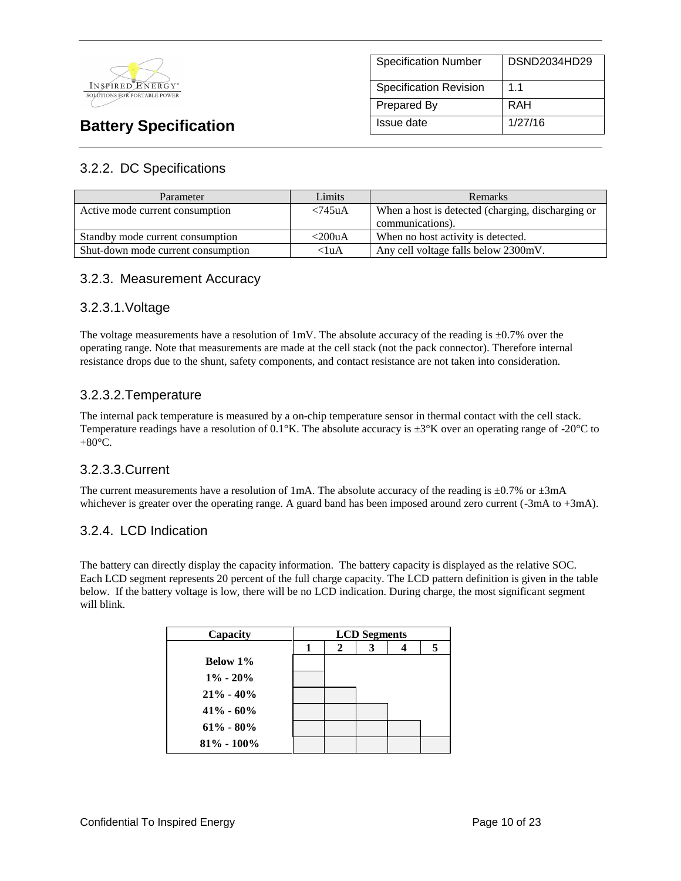### 3.2.2. DC Specifications

| Parameter | Limits | Remarks |
|---|---|---|
| Active mode current consumption | <745uA | When a host is detected (charging, discharging or communications). |
| Standby mode current consumption | <200uA | When no host activity is detected. |
| Shut-down mode current consumption | <1uA | Any cell voltage falls below 2300mV. |

### 3.2.3. Measurement Accuracy

#### 3.2.3.1. Voltage

The voltage measurements have a resolution of 1mV. The absolute accuracy of the reading is ±0.7% over the operating range. Note that measurements are made at the cell stack (not the pack connector). Therefore internal resistance drops due to the shunt, safety components, and contact resistance are not taken into consideration.

#### 3.2.3.2. Temperature

The internal pack temperature is measured by a on-chip temperature sensor in thermal contact with the cell stack. Temperature readings have a resolution of 0.1°K. The absolute accuracy is ±3°K over an operating range of -20°C to +80°C.

#### 3.2.3.3. Current

The current measurements have a resolution of 1mA. The absolute accuracy of the reading is ±0.7% or ±3mA whichever is greater over the operating range. A guard band has been imposed around zero current (-3mA to +3mA).

### 3.2.4. LCD Indication

The battery can directly display the capacity information. The battery capacity is displayed as the relative SOC. Each LCD segment represents 20 percent of the full charge capacity. The LCD pattern definition is given in the table below. If the battery voltage is low, there will be no LCD indication. During charge, the most significant segment will blink.

| **Capacity** | **LCD Segments** | | | | |
|---|---|---|---|---|---|
| | **1** | **2** | **3** | **4** | **5** |
| **Below 1%** | | | | | |
| **1% - 20%** | ■ | | | | |
| **21% - 40%** | ■ | ■ | | | |
| **41% - 60%** | ■ | ■ | ■ | | |
| **61% - 80%** | ■ | ■ | ■ | ■ | |
| **81% - 100%** | ■ | ■ | ■ | ■ | ■ |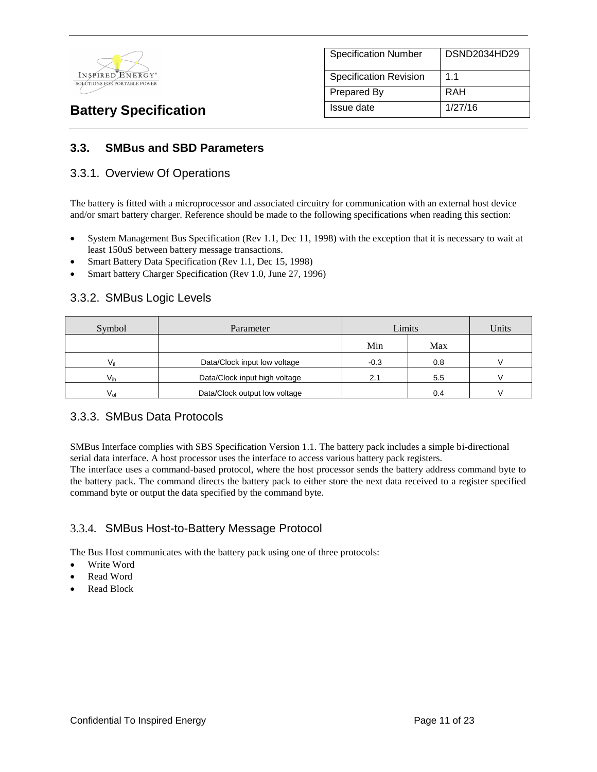| Specification Number | DSND2034HD29 |
|---|---|
| Specification Revision | 1.1 |
| Prepared By | RAH |
| Issue date | 1/27/16 |

## 3.3. SMBus and SBD Parameters

### 3.3.1. Overview Of Operations

The battery is fitted with a microprocessor and associated circuitry for communication with an external host device and/or smart battery charger. Reference should be made to the following specifications when reading this section:

- System Management Bus Specification (Rev 1.1, Dec 11, 1998) with the exception that it is necessary to wait at least 150uS between battery message transactions.
- Smart Battery Data Specification (Rev 1.1, Dec 15, 1998)
- Smart battery Charger Specification (Rev 1.0, June 27, 1996)

### 3.3.2. SMBus Logic Levels

| Symbol | Parameter | Limits | | Units |
|---|---|---|---|---|
| | | Min | Max | |
| $V_{il}$ | Data/Clock input low voltage | -0.3 | 0.8 | V |
| $V_{ih}$ | Data/Clock input high voltage | 2.1 | 5.5 | V |
| $V_{ol}$ | Data/Clock output low voltage | | 0.4 | V |

### 3.3.3. SMBus Data Protocols

SMBus Interface complies with SBS Specification Version 1.1. The battery pack includes a simple bi-directional serial data interface. A host processor uses the interface to access various battery pack registers.
The interface uses a command-based protocol, where the host processor sends the battery address command byte to the battery pack. The command directs the battery pack to either store the next data received to a register specified command byte or output the data specified by the command byte.

### 3.3.4. SMBus Host-to-Battery Message Protocol

The Bus Host communicates with the battery pack using one of three protocols:

- Write Word
- Read Word
- Read Block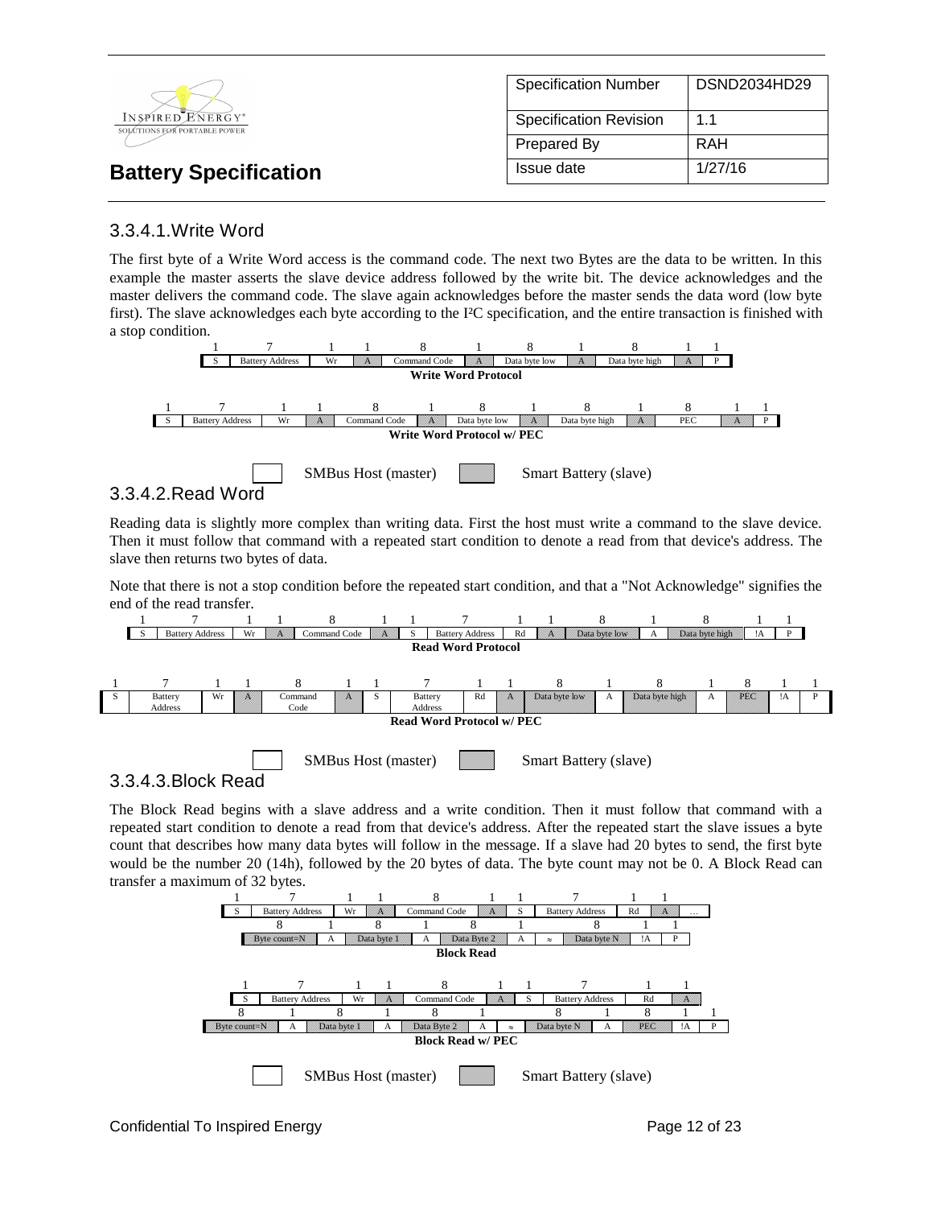### 3.3.4.1. Write Word

The first byte of a Write Word access is the command code. The next two Bytes are the data to be written. In this example the master asserts the slave device address followed by the write bit. The device acknowledges and the master delivers the command code. The slave again acknowledges before the master sends the data word (low byte first). The slave acknowledges each byte according to the I²C specification, and the entire transaction is finished with a stop condition.

| 1 | 7 | 1 | 1 | 8 | 1 | 8 | 1 | 8 | 1 | 1 |
|---|---|---|---|---|---|---|---|---|---|---|
| S | Battery Address | Wr | A | Command Code | A | Data byte low | A | Data byte high | A | P |

**Write Word Protocol**

| 1 | 7 | 1 | 1 | 8 | 1 | 8 | 1 | 8 | 1 | 8 | 1 | 1 |
|---|---|---|---|---|---|---|---|---|---|---|---|---|
| S | Battery Address | Wr | A | Command Code | A | Data byte low | A | Data byte high | A | PEC | A | P |

**Write Word Protocol w/ PEC**

SMBus Host (master) | Smart Battery (slave)

### 3.3.4.2. Read Word

Reading data is slightly more complex than writing data. First the host must write a command to the slave device. Then it must follow that command with a repeated start condition to denote a read from that device's address. The slave then returns two bytes of data.

Note that there is not a stop condition before the repeated start condition, and that a "Not Acknowledge" signifies the end of the read transfer.

| 1 | 7 | 1 | 1 | 8 | 1 | 1 | 7 | 1 | 1 | 8 | 1 | 8 | 1 | 1 |
|---|---|---|---|---|---|---|---|---|---|---|---|---|---|---|
| S | Battery Address | Wr | A | Command Code | A | S | Battery Address | Rd | A | Data byte low | A | Data byte high | !A | P |

**Read Word Protocol**

| 1 | 7 | 1 | 1 | 8 | 1 | 1 | 7 | 1 | 1 | 8 | 1 | 8 | 1 | 8 | 1 | 1 |
|---|---|---|---|---|---|---|---|---|---|---|---|---|---|---|---|---|
| S | Battery Address | Wr | A | Command Code | A | S | Battery Address | Rd | A | Data byte low | A | Data byte high | A | PEC | !A | P |

**Read Word Protocol w/ PEC**

SMBus Host (master) | Smart Battery (slave)

### 3.3.4.3. Block Read

The Block Read begins with a slave address and a write condition. Then it must follow that command with a repeated start condition to denote a read from that device's address. After the repeated start the slave issues a byte count that describes how many data bytes will follow in the message. If a slave had 20 bytes to send, the first byte would be the number 20 (14h), followed by the 20 bytes of data. The byte count may not be 0. A Block Read can transfer a maximum of 32 bytes.

| 1 | 7 | 1 | 1 | 8 | 1 | 1 | 7 | 1 | 1 | |
|---|---|---|---|---|---|---|---|---|---|---|
| S | Battery Address | Wr | A | Command Code | A | S | Battery Address | Rd | A | … |

| 8 | 1 | 8 | 1 | 8 | 1 | | 8 | 1 | 1 |
|---|---|---|---|---|---|---|---|---|---|
| Byte count=N | A | Data byte 1 | A | Data Byte 2 | A | ≈ | Data byte N | !A | P |

**Block Read**

| 1 | 7 | 1 | 1 | 8 | 1 | 1 | 7 | 1 | 1 |
|---|---|---|---|---|---|---|---|---|---|
| S | Battery Address | Wr | A | Command Code | A | S | Battery Address | Rd | A |

| 8 | 1 | 8 | 1 | 8 | 1 | | 8 | 1 | 8 | 1 | 1 |
|---|---|---|---|---|---|---|---|---|---|---|---|
| Byte count=N | A | Data byte 1 | A | Data Byte 2 | A | ≈ | Data byte N | A | PEC | !A | P |

**Block Read w/ PEC**

SMBus Host (master) | Smart Battery (slave)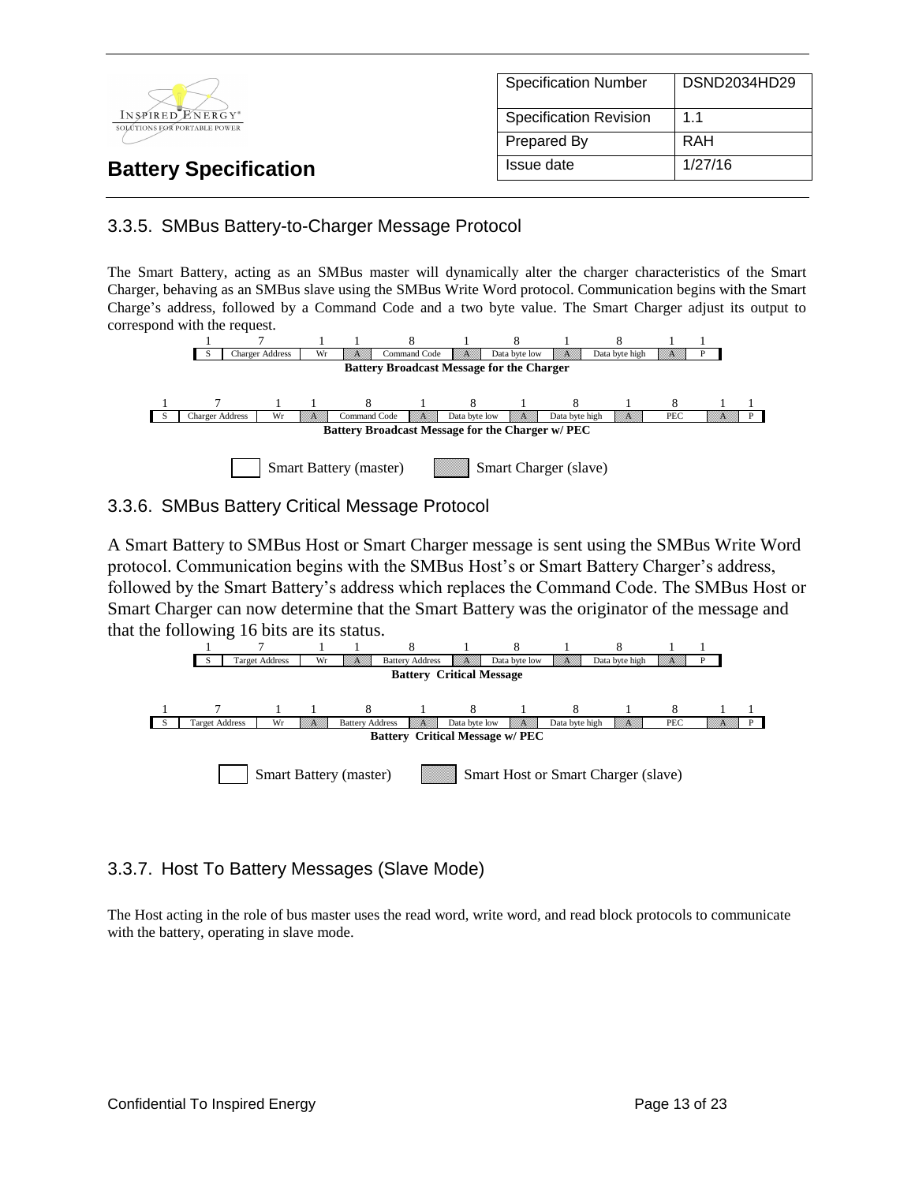## 3.3.5. SMBus Battery-to-Charger Message Protocol

The Smart Battery, acting as an SMBus master will dynamically alter the charger characteristics of the Smart Charger, behaving as an SMBus slave using the SMBus Write Word protocol. Communication begins with the Smart Charge's address, followed by a Command Code and a two byte value. The Smart Charger adjust its output to correspond with the request.

| 1 | 7 | 1 | 1 | 8 | 1 | 8 | 1 | 8 | 1 | 1 |
|---|---|---|---|---|---|---|---|---|---|---|
| S | Charger Address | Wr | A | Command Code | A | Data byte low | A | Data byte high | A | P |

**Battery Broadcast Message for the Charger**

| 1 | 7 | 1 | 1 | 8 | 1 | 8 | 1 | 8 | 1 | 8 | 1 | 1 |
|---|---|---|---|---|---|---|---|---|---|---|---|---|
| S | Charger Address | Wr | A | Command Code | A | Data byte low | A | Data byte high | A | PEC | A | P |

**Battery Broadcast Message for the Charger w/ PEC**

Smart Battery (master) &nbsp;&nbsp; Smart Charger (slave)

## 3.3.6. SMBus Battery Critical Message Protocol

A Smart Battery to SMBus Host or Smart Charger message is sent using the SMBus Write Word protocol. Communication begins with the SMBus Host's or Smart Battery Charger's address, followed by the Smart Battery's address which replaces the Command Code. The SMBus Host or Smart Charger can now determine that the Smart Battery was the originator of the message and that the following 16 bits are its status.

| 1 | 7 | 1 | 1 | 8 | 1 | 8 | 1 | 8 | 1 | 1 |
|---|---|---|---|---|---|---|---|---|---|---|
| S | Target Address | Wr | A | Battery Address | A | Data byte low | A | Data byte high | A | P |

**Battery Critical Message**

| 1 | 7 | 1 | 1 | 8 | 1 | 8 | 1 | 8 | 1 | 8 | 1 | 1 |
|---|---|---|---|---|---|---|---|---|---|---|---|---|
| S | Target Address | Wr | A | Battery Address | A | Data byte low | A | Data byte high | A | PEC | A | P |

**Battery Critical Message w/ PEC**

Smart Battery (master) &nbsp;&nbsp; Smart Host or Smart Charger (slave)

## 3.3.7. Host To Battery Messages (Slave Mode)

The Host acting in the role of bus master uses the read word, write word, and read block protocols to communicate with the battery, operating in slave mode.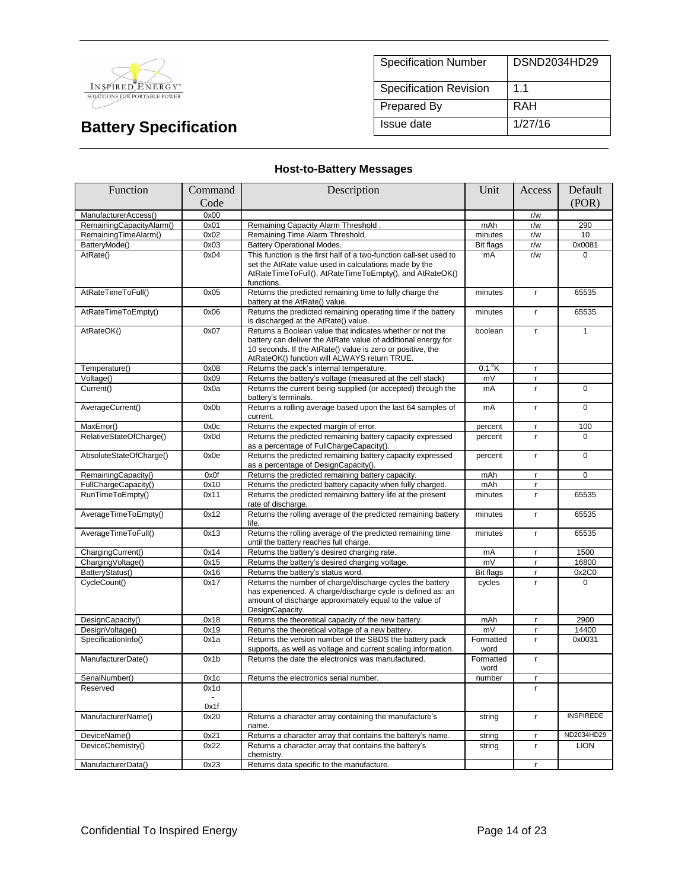| Specification Number | DSND2034HD29 |
|---|---|
| Specification Revision | 1.1 |
| Prepared By | RAH |
| Issue date | 1/27/16 |

# Battery Specification

### Host-to-Battery Messages

| Function | Command Code | Description | Unit | Access | Default (POR) |
|---|---|---|---|---|---|
| ManufacturerAccess() | 0x00 | | | r/w | |
| RemainingCapacityAlarm() | 0x01 | Remaining Capacity Alarm Threshold . | mAh | r/w | 290 |
| RemainingTimeAlarm() | 0x02 | Remaining Time Alarm Threshold. | minutes | r/w | 10 |
| BatteryMode() | 0x03 | Battery Operational Modes. | Bit flags | r/w | 0x0081 |
| AtRate() | 0x04 | This function is the first half of a two-function call-set used to set the AtRate value used in calculations made by the AtRateTimeToFull(), AtRateTimeToEmpty(), and AtRateOK() functions. | mA | r/w | 0 |
| AtRateTimeToFull() | 0x05 | Returns the predicted remaining time to fully charge the battery at the AtRate() value. | minutes | r | 65535 |
| AtRateTimeToEmpty() | 0x06 | Returns the predicted remaining operating time if the battery is discharged at the AtRate() value. | minutes | r | 65535 |
| AtRateOK() | 0x07 | Returns a Boolean value that indicates whether or not the battery can deliver the AtRate value of additional energy for 10 seconds. If the AtRate() value is zero or positive, the AtRateOK() function will ALWAYS return TRUE. | boolean | r | 1 |
| Temperature() | 0x08 | Returns the pack's internal temperature. | 0.1 °K | r | |
| Voltage() | 0x09 | Returns the battery's voltage (measured at the cell stack) | mV | r | |
| Current() | 0x0a | Returns the current being supplied (or accepted) through the battery's terminals. | mA | r | 0 |
| AverageCurrent() | 0x0b | Returns a rolling average based upon the last 64 samples of current. | mA | r | 0 |
| MaxError() | 0x0c | Returns the expected margin of error. | percent | r | 100 |
| RelativeStateOfCharge() | 0x0d | Returns the predicted remaining battery capacity expressed as a percentage of FullChargeCapacity(). | percent | r | 0 |
| AbsoluteStateOfCharge() | 0x0e | Returns the predicted remaining battery capacity expressed as a percentage of DesignCapacity(). | percent | r | 0 |
| RemainingCapacity() | 0x0f | Returns the predicted remaining battery capacity. | mAh | r | 0 |
| FullChargeCapacity() | 0x10 | Returns the predicted battery capacity when fully charged. | mAh | r | |
| RunTimeToEmpty() | 0x11 | Returns the predicted remaining battery life at the present rate of discharge. | minutes | r | 65535 |
| AverageTimeToEmpty() | 0x12 | Returns the rolling average of the predicted remaining battery life. | minutes | r | 65535 |
| AverageTimeToFull() | 0x13 | Returns the rolling average of the predicted remaining time until the battery reaches full charge. | minutes | r | 65535 |
| ChargingCurrent() | 0x14 | Returns the battery's desired charging rate. | mA | r | 1500 |
| ChargingVoltage() | 0x15 | Returns the battery's desired charging voltage. | mV | r | 16800 |
| BatteryStatus() | 0x16 | Returns the battery's status word. | Bit flags | r | 0x2C0 |
| CycleCount() | 0x17 | Returns the number of charge/discharge cycles the battery has experienced. A charge/discharge cycle is defined as: an amount of discharge approximately equal to the value of DesignCapacity. | cycles | r | 0 |
| DesignCapacity() | 0x18 | Returns the theoretical capacity of the new battery. | mAh | r | 2900 |
| DesignVoltage() | 0x19 | Returns the theoretical voltage of a new battery. | mV | r | 14400 |
| SpecificationInfo() | 0x1a | Returns the version number of the SBDS the battery pack supports, as well as voltage and current scaling information. | Formatted word | r | 0x0031 |
| ManufacturerDate() | 0x1b | Returns the date the electronics was manufactured. | Formatted word | r | |
| SerialNumber() | 0x1c | Returns the electronics serial number. | number | r | |
| Reserved | 0x1d - 0x1f | | | r | |
| ManufacturerName() | 0x20 | Returns a character array containing the manufacture's name. | string | r | INSPIREDE |
| DeviceName() | 0x21 | Returns a character array that contains the battery's name. | string | r | ND2034HD29 |
| DeviceChemistry() | 0x22 | Returns a character array that contains the battery's chemistry. | string | r | LION |
| ManufacturerData() | 0x23 | Returns data specific to the manufacture. | | r | |

Confidential To Inspired Energy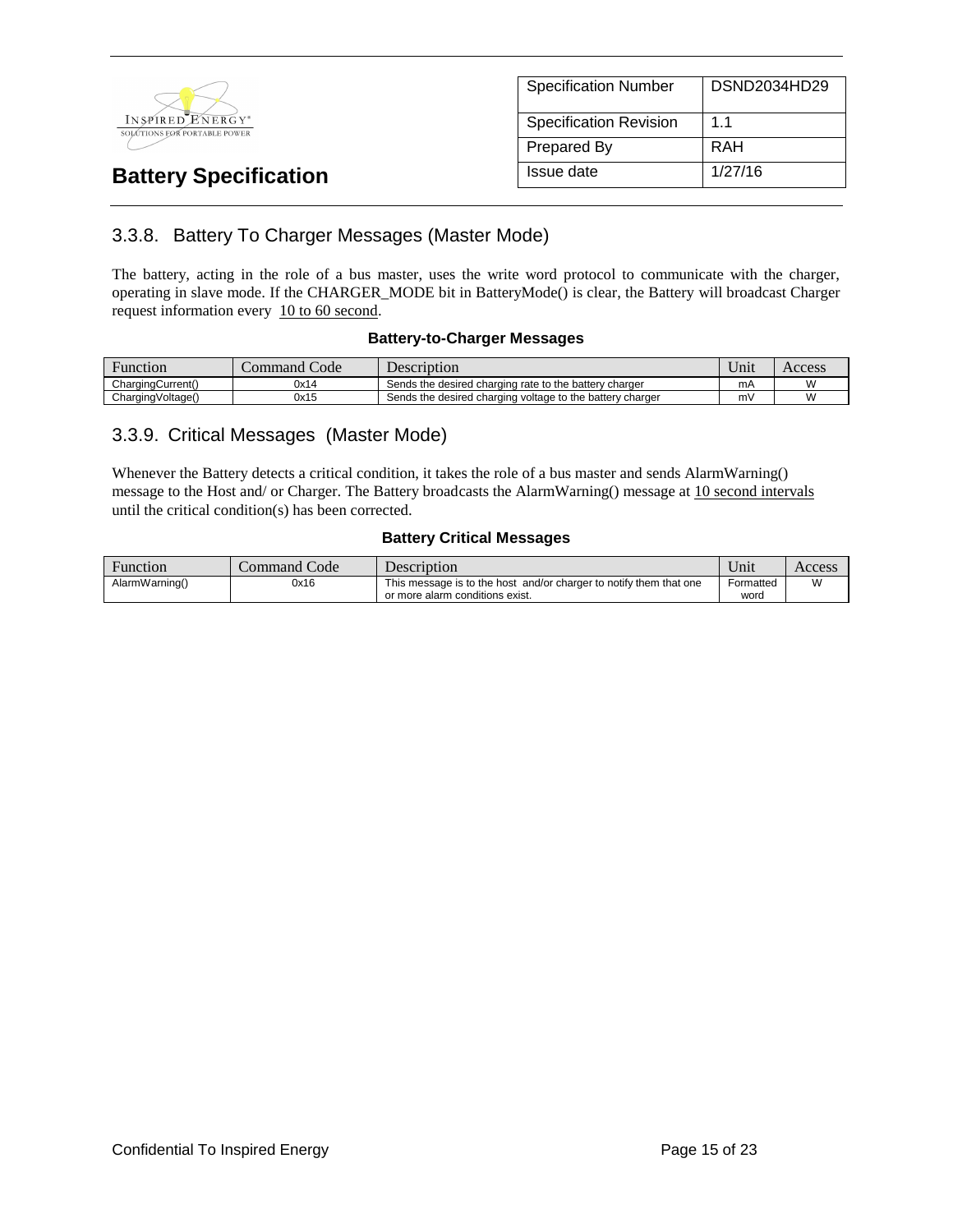## 3.3.8. Battery To Charger Messages (Master Mode)

The battery, acting in the role of a bus master, uses the write word protocol to communicate with the charger, operating in slave mode. If the CHARGER_MODE bit in BatteryMode() is clear, the Battery will broadcast Charger request information every 10 to 60 second.

**Battery-to-Charger Messages**

| Function | Command Code | Description | Unit | Access |
|---|---|---|---|---|
| ChargingCurrent() | 0x14 | Sends the desired charging rate to the battery charger | mA | W |
| ChargingVoltage() | 0x15 | Sends the desired charging voltage to the battery charger | mV | W |

## 3.3.9. Critical Messages (Master Mode)

Whenever the Battery detects a critical condition, it takes the role of a bus master and sends AlarmWarning() message to the Host and/ or Charger. The Battery broadcasts the AlarmWarning() message at 10 second intervals until the critical condition(s) has been corrected.

**Battery Critical Messages**

| Function | Command Code | Description | Unit | Access |
|---|---|---|---|---|
| AlarmWarning() | 0x16 | This message is to the host and/or charger to notify them that one or more alarm conditions exist. | Formatted word | W |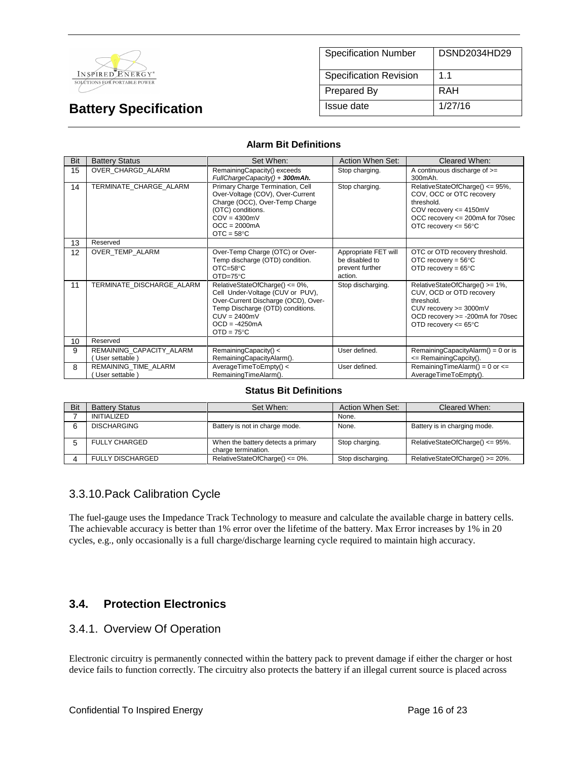**Battery Specification**

| Specification Number | DSND2034HD29 |
|---|---|
| Specification Revision | 1.1 |
| Prepared By | RAH |
| Issue date | 1/27/16 |

**Alarm Bit Definitions**

| Bit | Battery Status | Set When: | Action When Set: | Cleared When: |
|---|---|---|---|---|
| 15 | OVER_CHARGD_ALARM | RemainingCapacity() exceeds *FullChargeCapacity() + **300mAh.*** | Stop charging. | A continuous discharge of >= 300mAh. |
| 14 | TERMINATE_CHARGE_ALARM | Primary Charge Termination, Cell Over-Voltage (COV), Over-Current Charge (OCC), Over-Temp Charge (OTC) conditions.<br>COV = 4300mV<br>OCC = 2000mA<br>OTC = 58°C | Stop charging. | RelativeStateOfCharge() <= 95%, COV, OCC or OTC recovery threshold.<br>COV recovery <= 4150mV<br>OCC recovery <= 200mA for 70sec<br>OTC recovery <= 56°C |
| 13 | Reserved | | | |
| 12 | OVER_TEMP_ALARM | Over-Temp Charge (OTC) or Over-Temp discharge (OTD) condition.<br>OTC=58°C<br>OTD=75°C | Appropriate FET will be disabled to prevent further action. | OTC or OTD recovery threshold.<br>OTC recovery = 56°C<br>OTD recovery = 65°C |
| 11 | TERMINATE_DISCHARGE_ALARM | RelativeStateOfCharge() <= 0%, Cell Under-Voltage (CUV or PUV), Over-Current Discharge (OCD), Over-Temp Discharge (OTD) conditions.<br>CUV = 2400mV<br>OCD = -4250mA<br>OTD = 75°C | Stop discharging. | RelativeStateOfCharge() >= 1%, CUV, OCD or OTD recovery threshold.<br>CUV recovery >= 3000mV<br>OCD recovery >= -200mA for 70sec<br>OTD recovery <= 65°C |
| 10 | Reserved | | | |
| 9 | REMAINING_CAPACITY_ALARM ( User settable ) | RemainingCapacity() < RemainingCapacityAlarm(). | User defined. | RemainingCapacityAlarm() = 0 or is <= RemainingCapcity(). |
| 8 | REMAINING_TIME_ALARM ( User settable ) | AverageTimeToEmpty() < RemainingTimeAlarm(). | User defined. | RemainingTimeAlarm() = 0 or <= AverageTimeToEmpty(). |

**Status Bit Definitions**

| Bit | Battery Status | Set When: | Action When Set: | Cleared When: |
|---|---|---|---|---|
| 7 | INITIALIZED | | None. | |
| 6 | DISCHARGING | Battery is not in charge mode. | None. | Battery is in charging mode. |
| 5 | FULLY CHARGED | When the battery detects a primary charge termination. | Stop charging. | RelativeStateOfCharge() <= 95%. |
| 4 | FULLY DISCHARGED | RelativeStateOfCharge() <= 0%. | Stop discharging. | RelativeStateOfCharge() >= 20%. |

### 3.3.10.Pack Calibration Cycle

The fuel-gauge uses the Impedance Track Technology to measure and calculate the available charge in battery cells. The achievable accuracy is better than 1% error over the lifetime of the battery. Max Error increases by 1% in 20 cycles, e.g., only occasionally is a full charge/discharge learning cycle required to maintain high accuracy.

## 3.4. Protection Electronics

### 3.4.1. Overview Of Operation

Electronic circuitry is permanently connected within the battery pack to prevent damage if either the charger or host device fails to function correctly. The circuitry also protects the battery if an illegal current source is placed across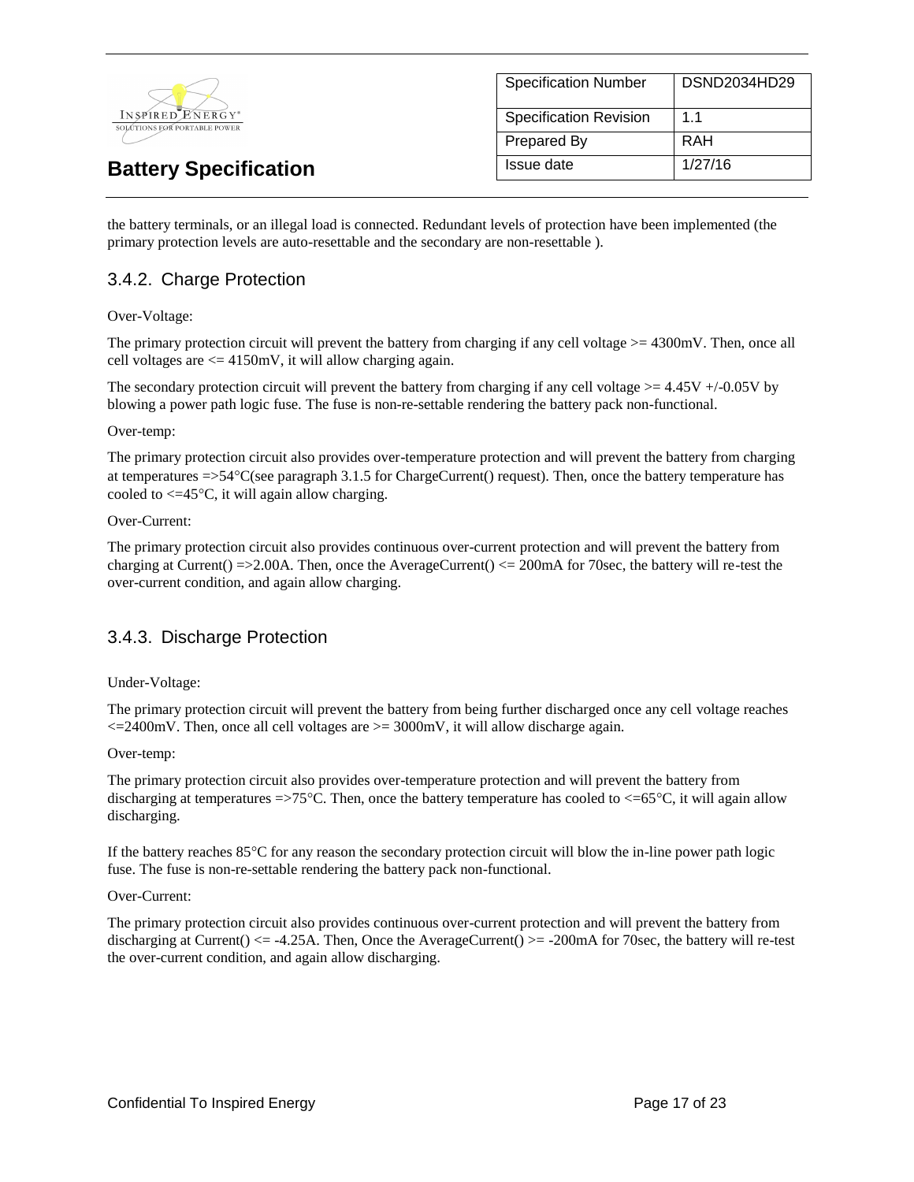the battery terminals, or an illegal load is connected. Redundant levels of protection have been implemented (the primary protection levels are auto-resettable and the secondary are non-resettable ).

### 3.4.2. Charge Protection

Over-Voltage:

The primary protection circuit will prevent the battery from charging if any cell voltage >= 4300mV. Then, once all cell voltages are <= 4150mV, it will allow charging again.

The secondary protection circuit will prevent the battery from charging if any cell voltage >= 4.45V +/-0.05V by blowing a power path logic fuse. The fuse is non-re-settable rendering the battery pack non-functional.

Over-temp:

The primary protection circuit also provides over-temperature protection and will prevent the battery from charging at temperatures =>54°C(see paragraph 3.1.5 for ChargeCurrent() request). Then, once the battery temperature has cooled to <=45°C, it will again allow charging.

Over-Current:

The primary protection circuit also provides continuous over-current protection and will prevent the battery from charging at Current() =>2.00A. Then, once the AverageCurrent() <= 200mA for 70sec, the battery will re-test the over-current condition, and again allow charging.

### 3.4.3. Discharge Protection

Under-Voltage:

The primary protection circuit will prevent the battery from being further discharged once any cell voltage reaches <=2400mV. Then, once all cell voltages are >= 3000mV, it will allow discharge again.

Over-temp:

The primary protection circuit also provides over-temperature protection and will prevent the battery from discharging at temperatures =>75°C. Then, once the battery temperature has cooled to <=65°C, it will again allow discharging.

If the battery reaches 85°C for any reason the secondary protection circuit will blow the in-line power path logic fuse. The fuse is non-re-settable rendering the battery pack non-functional.

Over-Current:

The primary protection circuit also provides continuous over-current protection and will prevent the battery from discharging at Current() <= -4.25A. Then, Once the AverageCurrent() >= -200mA for 70sec, the battery will re-test the over-current condition, and again allow discharging.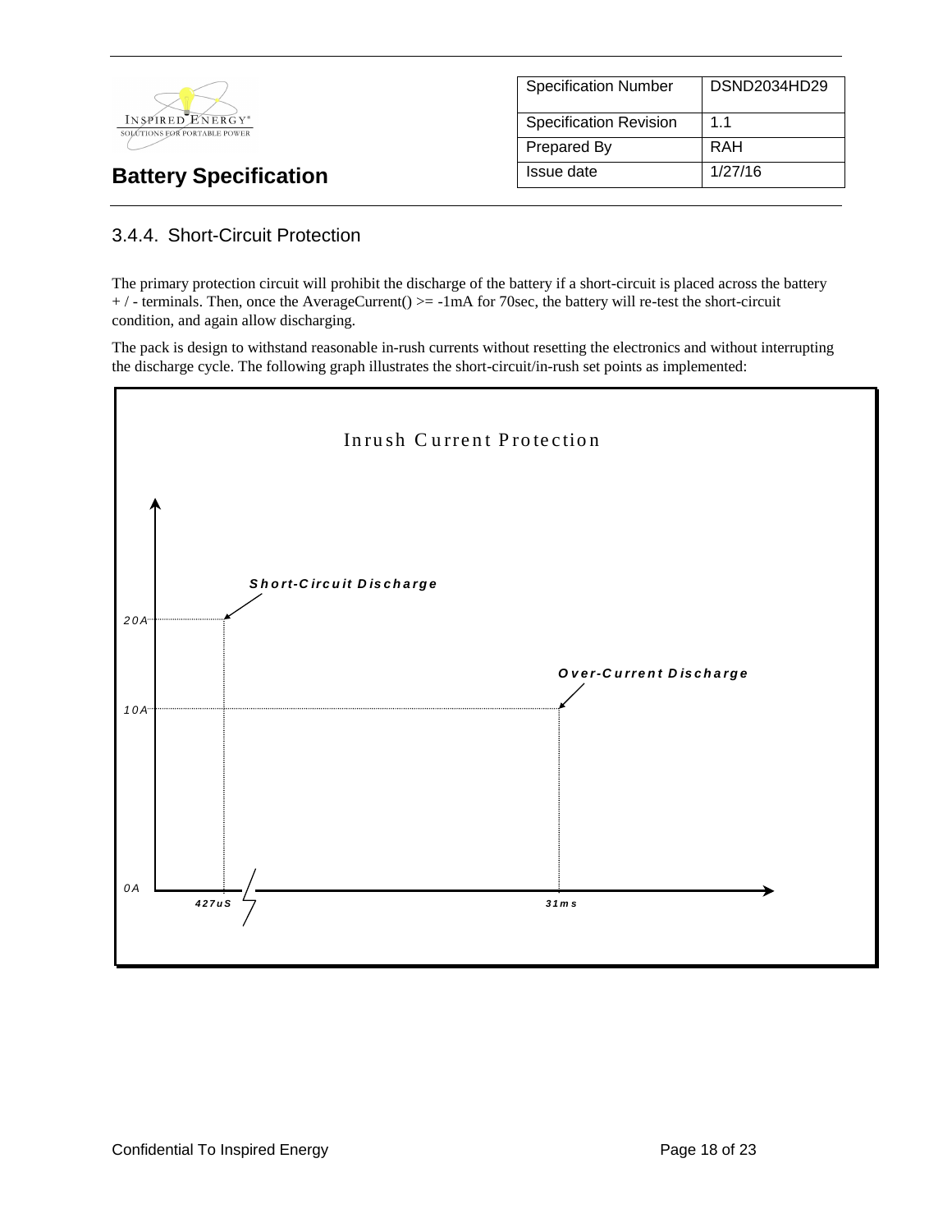| Specification Number | DSND2034HD29 |
| --- | --- |
| Specification Revision | 1.1 |
| Prepared By | RAH |
| Issue date | 1/27/16 |

**Battery Specification**

### 3.4.4. Short-Circuit Protection

The primary protection circuit will prohibit the discharge of the battery if a short-circuit is placed across the battery + / - terminals. Then, once the AverageCurrent() >= -1mA for 70sec, the battery will re-test the short-circuit condition, and again allow discharging.

The pack is design to withstand reasonable in-rush currents without resetting the electronics and without interrupting the discharge cycle. The following graph illustrates the short-circuit/in-rush set points as implemented:

Inrush Current Protection

Short-Circuit Discharge

Over-Current Discharge

20A

10A

0A

427uS

31ms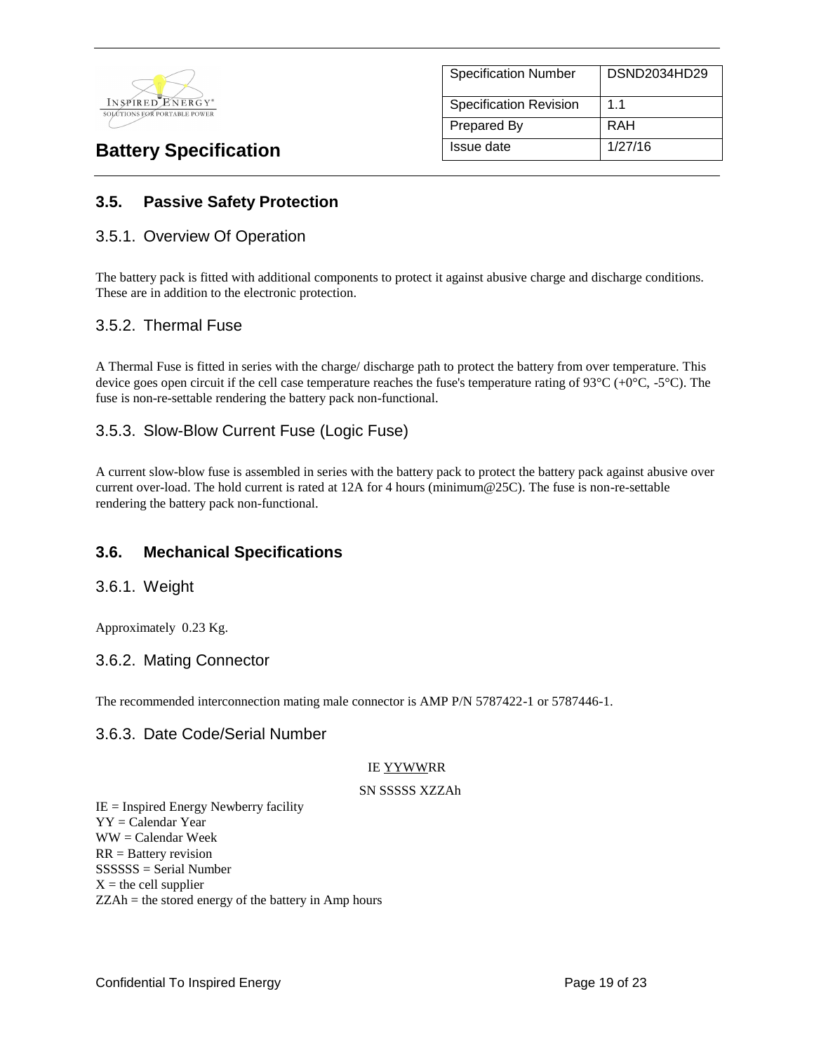## 3.5. Passive Safety Protection

### 3.5.1. Overview Of Operation

The battery pack is fitted with additional components to protect it against abusive charge and discharge conditions. These are in addition to the electronic protection.

### 3.5.2. Thermal Fuse

A Thermal Fuse is fitted in series with the charge/ discharge path to protect the battery from over temperature. This device goes open circuit if the cell case temperature reaches the fuse's temperature rating of 93°C (+0°C, -5°C). The fuse is non-re-settable rendering the battery pack non-functional.

### 3.5.3. Slow-Blow Current Fuse (Logic Fuse)

A current slow-blow fuse is assembled in series with the battery pack to protect the battery pack against abusive over current over-load. The hold current is rated at 12A for 4 hours (minimum@25C). The fuse is non-re-settable rendering the battery pack non-functional.

## 3.6. Mechanical Specifications

### 3.6.1. Weight

Approximately 0.23 Kg.

### 3.6.2. Mating Connector

The recommended interconnection mating male connector is AMP P/N 5787422-1 or 5787446-1.

### 3.6.3. Date Code/Serial Number

IE YYWWRR

SN SSSSS XZZAh

IE = Inspired Energy Newberry facility
YY = Calendar Year
WW = Calendar Week
RR = Battery revision
SSSSSS = Serial Number
X = the cell supplier
ZZAh = the stored energy of the battery in Amp hours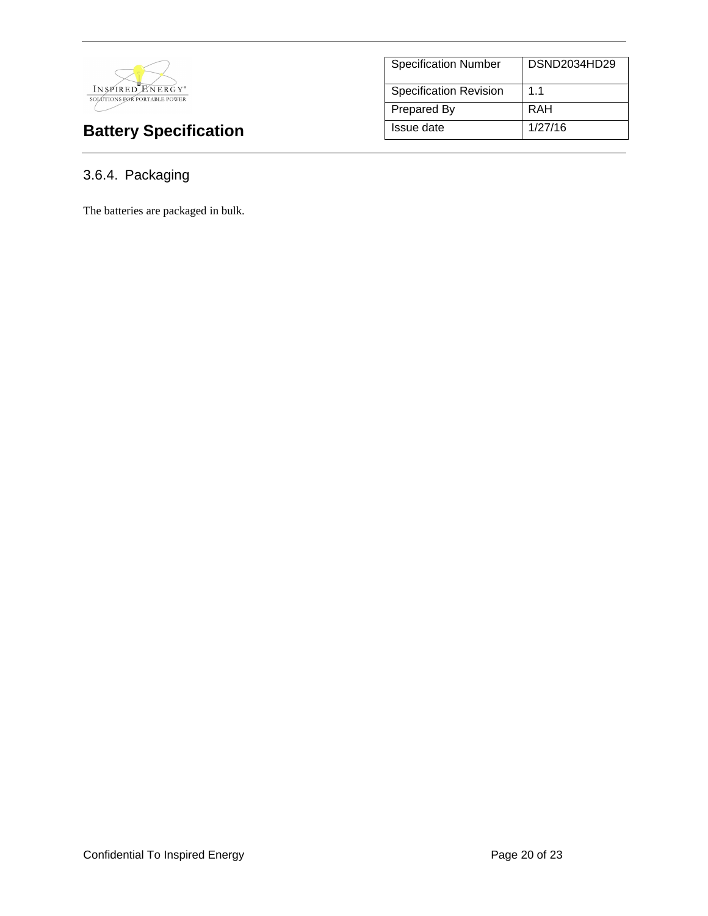### 3.6.4. Packaging

The batteries are packaged in bulk.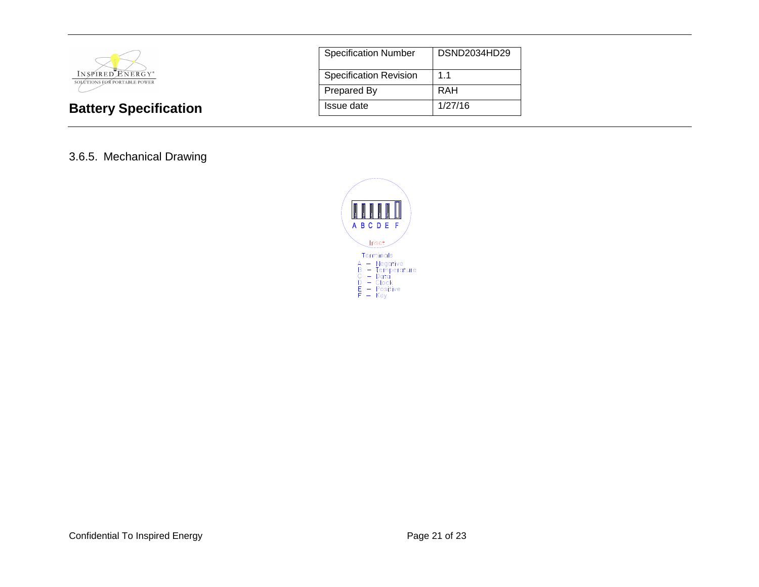### 3.6.5. Mechanical Drawing

A B C D E F

Inset

Terminals
A – Negative
B – Temperature
C – Data
D – Clock
E – Positive
F – Key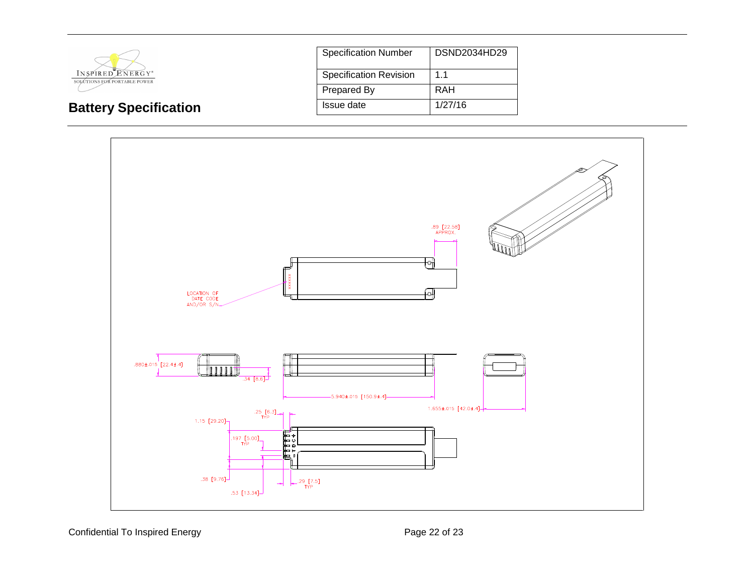**Battery Specification**

| Specification Number | DSND2034HD29 |
| --- | --- |
| Specification Revision | 1.1 |
| Prepared By | RAH |
| Issue date | 1/27/16 |

.89 [22.58] APPROX.

LOCATION OF DATE CODE AND/OR S/N

.880±.015 [22.4±.4]

.34 [8.6]

5.940±.015 [150.9±.4]

1.655±.015 [42.0±.4]

.25 [6.3] TYP

1.15 [29.20]

.197 [5.00] TYP

.38 [9.76]

.29 [7.5] TYP

.53 [13.34]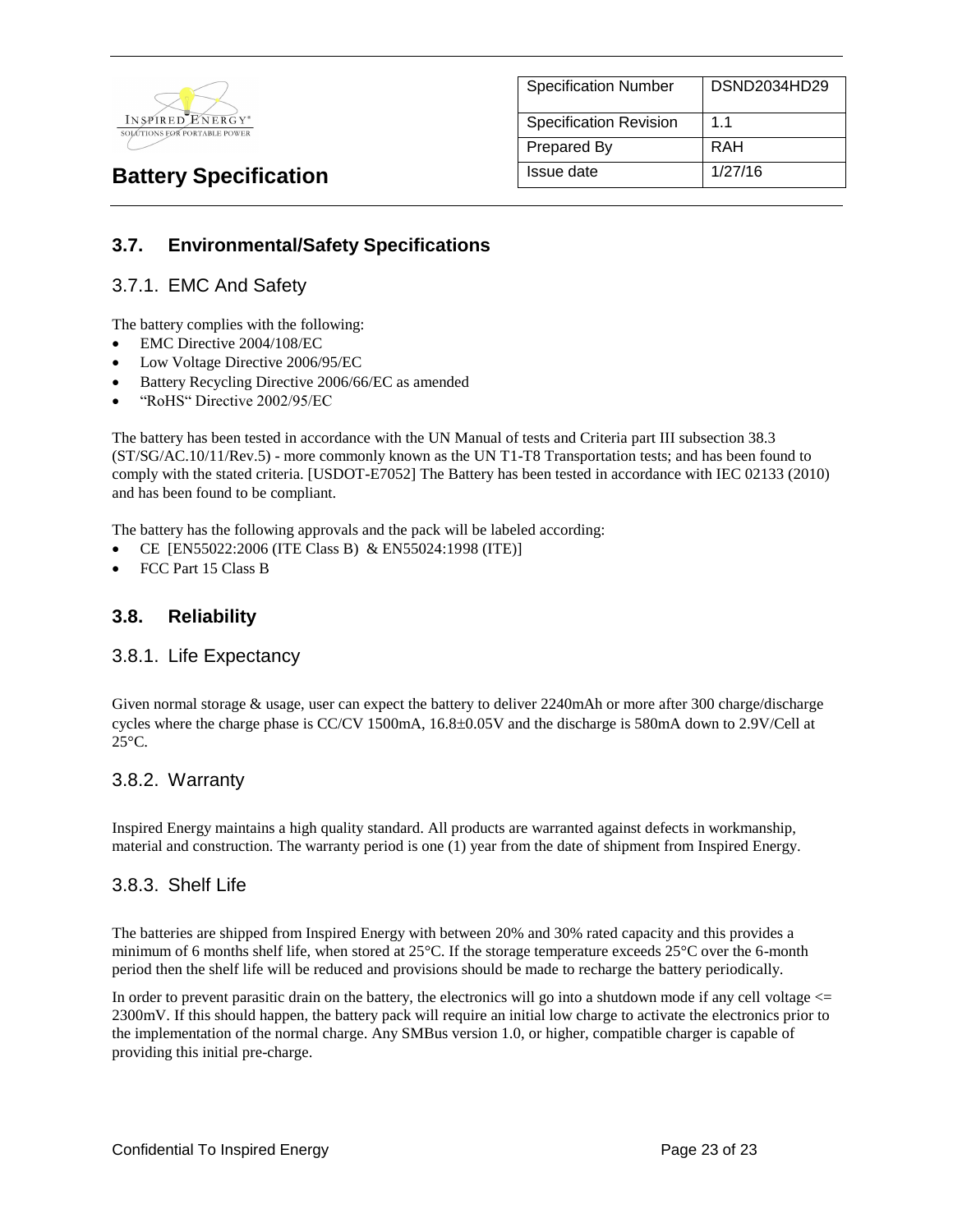## 3.7. Environmental/Safety Specifications

### 3.7.1. EMC And Safety

The battery complies with the following:

- EMC Directive 2004/108/EC
- Low Voltage Directive 2006/95/EC
- Battery Recycling Directive 2006/66/EC as amended
- "RoHS" Directive 2002/95/EC

The battery has been tested in accordance with the UN Manual of tests and Criteria part III subsection 38.3 (ST/SG/AC.10/11/Rev.5) - more commonly known as the UN T1-T8 Transportation tests; and has been found to comply with the stated criteria. [USDOT-E7052] The Battery has been tested in accordance with IEC 02133 (2010) and has been found to be compliant.

The battery has the following approvals and the pack will be labeled according:

- CE [EN55022:2006 (ITE Class B) & EN55024:1998 (ITE)]
- FCC Part 15 Class B

## 3.8. Reliability

### 3.8.1. Life Expectancy

Given normal storage & usage, user can expect the battery to deliver 2240mAh or more after 300 charge/discharge cycles where the charge phase is CC/CV 1500mA, 16.8±0.05V and the discharge is 580mA down to 2.9V/Cell at 25°C.

### 3.8.2. Warranty

Inspired Energy maintains a high quality standard. All products are warranted against defects in workmanship, material and construction. The warranty period is one (1) year from the date of shipment from Inspired Energy.

### 3.8.3. Shelf Life

The batteries are shipped from Inspired Energy with between 20% and 30% rated capacity and this provides a minimum of 6 months shelf life, when stored at 25°C. If the storage temperature exceeds 25°C over the 6-month period then the shelf life will be reduced and provisions should be made to recharge the battery periodically.

In order to prevent parasitic drain on the battery, the electronics will go into a shutdown mode if any cell voltage <= 2300mV. If this should happen, the battery pack will require an initial low charge to activate the electronics prior to the implementation of the normal charge. Any SMBus version 1.0, or higher, compatible charger is capable of providing this initial pre-charge.